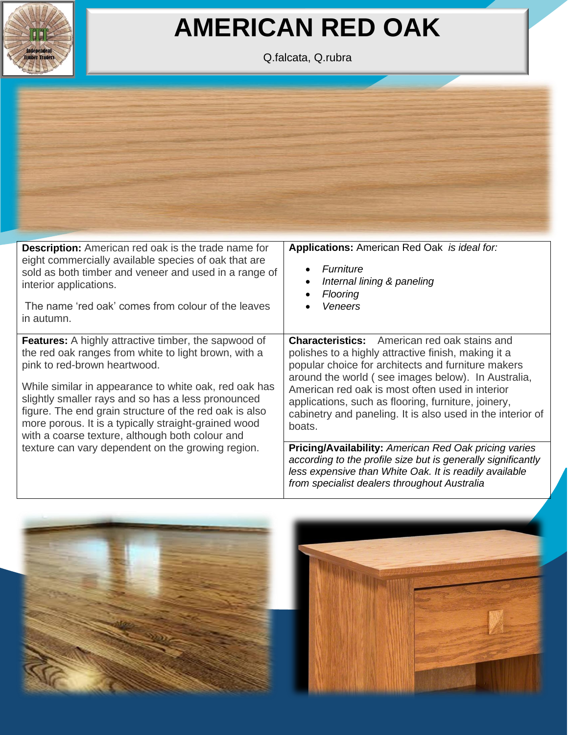# AMERICAN RED OAK

Q.falcata, Q.rubra

**Description:** American red oak is the trade name for eight commercially available species of oak that are sold as both timber and veneer and used in a range of interior applications.

The name 'red oak' comes from colour of the leaves in autumn.

**Applications:** American Red Oak *is ideal for:*

- *Furniture*
- *Internal lining & paneling*
- *Flooring*
- *Veneers*

**Features:** A highly attractive timber, the sapwood of the red oak ranges from white to light brown, with a pink to red-brown heartwood.

While similar in appearance to white oak, red oak has slightly smaller rays and so has a less pronounced figure. The end grain structure of the red oak is also more porous. It is a typically straight-grained wood with a coarse texture, although both colour and texture can vary dependent on the growing region.

**Characteristics:** American red oak stains and polishes to a highly attractive finish, making it a popular choice for architects and furniture makers around the world ( see images below). In Australia, American red oak is most often used in interior applications, such as flooring, furniture, joinery, cabinetry and paneling. It is also used in the interior of boats.

**Pricing/Availability:** *American Red Oak pricing varies according to the profile size but is generally significantly less expensive than White Oak. It is readily available from specialist dealers throughout Australia*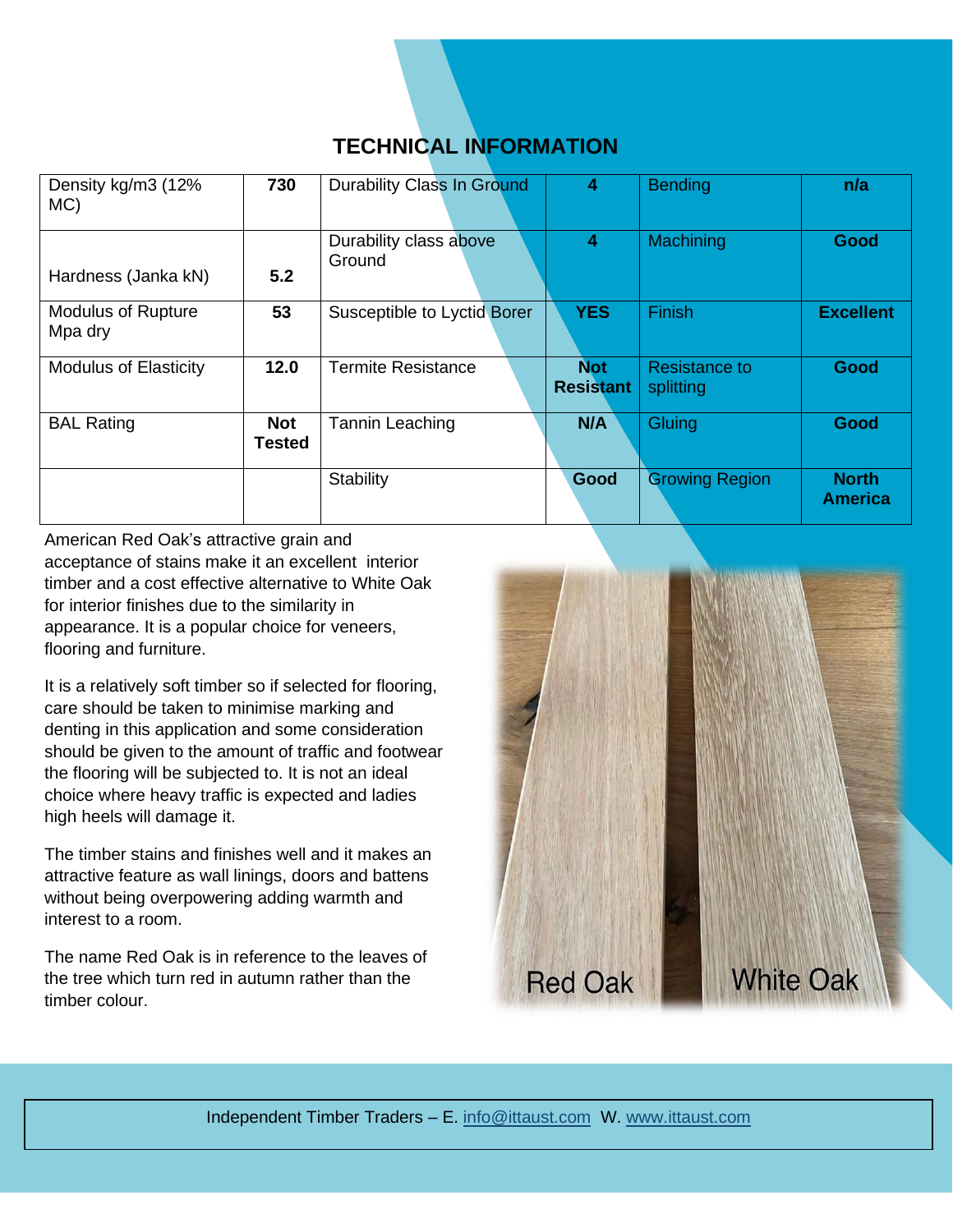## TECHNICAL INFORMATION

| | | | | | |
|---|---|---|---|---|---|
| Density kg/m3 (12% MC) | 730 | Durability Class In Ground | 4 | Bending | n/a |
| Hardness (Janka kN) | 5.2 | Durability class above Ground | 4 | Machining | Good |
| Modulus of Rupture Mpa dry | 53 | Susceptible to Lyctid Borer | YES | Finish | Excellent |
| Modulus of Elasticity | 12.0 | Termite Resistance | Not Resistant | Resistance to splitting | Good |
| BAL Rating | Not Tested | Tannin Leaching | N/A | Gluing | Good |
| | | Stability | Good | Growing Region | North America |

American Red Oak's attractive grain and acceptance of stains make it an excellent interior timber and a cost effective alternative to White Oak for interior finishes due to the similarity in appearance. It is a popular choice for veneers, flooring and furniture.

It is a relatively soft timber so if selected for flooring, care should be taken to minimise marking and denting in this application and some consideration should be given to the amount of traffic and footwear the flooring will be subjected to. It is not an ideal choice where heavy traffic is expected and ladies high heels will damage it.

The timber stains and finishes well and it makes an attractive feature as wall linings, doors and battens without being overpowering adding warmth and interest to a room.

The name Red Oak is in reference to the leaves of the tree which turn red in autumn rather than the timber colour.

Red Oak White Oak

Independent Timber Traders – E. info@ittaust.com W. www.ittaust.com